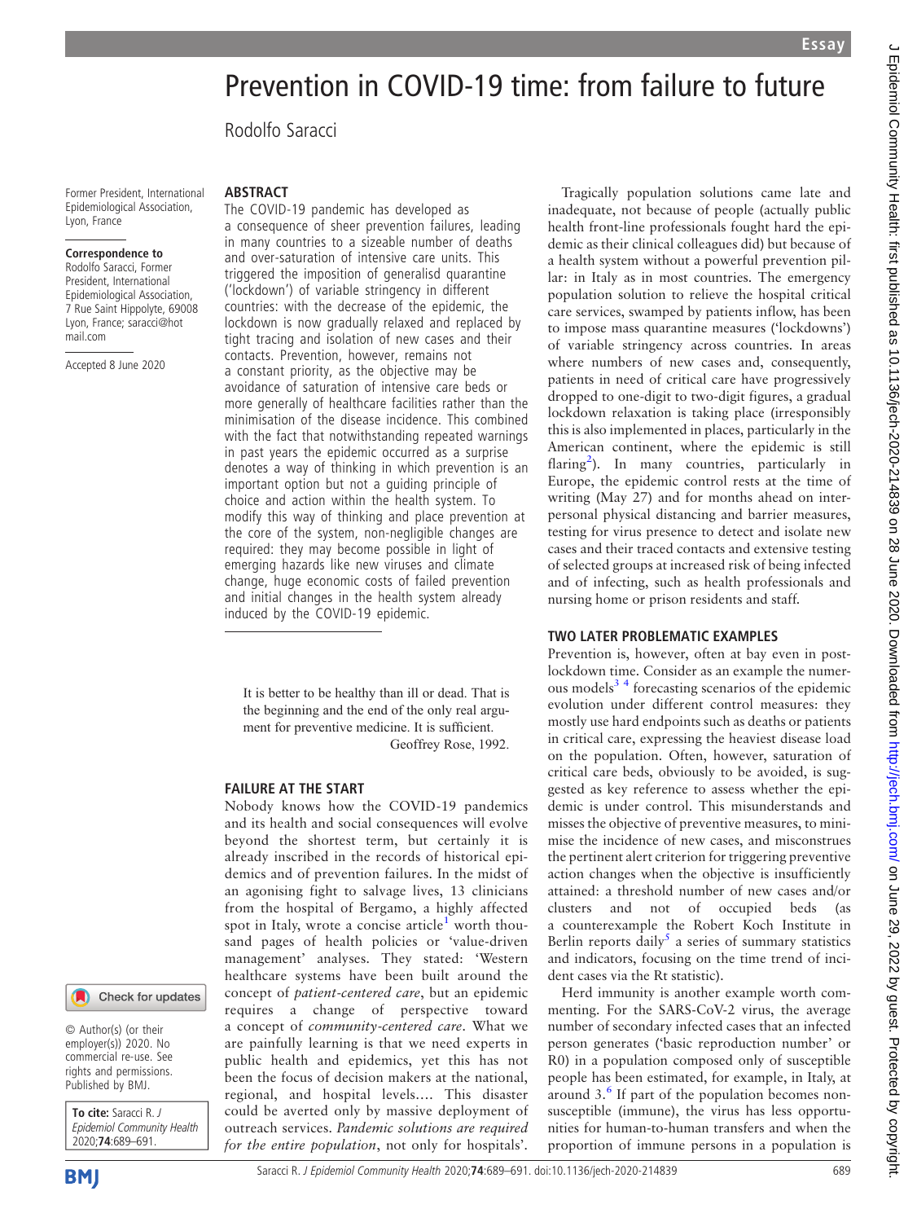# Prevention in COVID-19 time: from failure to future

Rodolfo Saracci

Former President, International Epidemiological Association, Lyon, France

**Correspondence to**
Rodolfo Saracci, Former President, International Epidemiological Association, 7 Rue Saint Hippolyte, 69008 Lyon, France; saracci@hotmail.com

Accepted 8 June 2020

© Author(s) (or their employer(s)) 2020. No commercial re-use. See rights and permissions. Published by BMJ.

**To cite:** Saracci R. *J Epidemiol Community Health* 2020;**74**:689–691.

## ABSTRACT

The COVID-19 pandemic has developed as a consequence of sheer prevention failures, leading in many countries to a sizeable number of deaths and over-saturation of intensive care units. This triggered the imposition of generalised quarantine ('lockdown') of variable stringency in different countries: with the decrease of the epidemic, the lockdown is now gradually relaxed and replaced by tight tracing and isolation of new cases and their contacts. Prevention, however, remains not a constant priority, as the objective may be avoidance of saturation of intensive care beds or more generally of healthcare facilities rather than the minimisation of the disease incidence. This combined with the fact that notwithstanding repeated warnings in past years the epidemic occurred as a surprise denotes a way of thinking in which prevention is an important option but not a guiding principle of choice and action within the health system. To modify this way of thinking and place prevention at the core of the system, non-negligible changes are required: they may become possible in light of emerging hazards like new viruses and climate change, huge economic costs of failed prevention and initial changes in the health system already induced by the COVID-19 epidemic.

> It is better to be healthy than ill or dead. That is the beginning and the end of the only real argument for preventive medicine. It is sufficient.
> Geoffrey Rose, 1992.

## FAILURE AT THE START

Nobody knows how the COVID-19 pandemics and its health and social consequences will evolve beyond the shortest term, but certainly it is already inscribed in the records of historical epidemics and of prevention failures. In the midst of an agonising fight to salvage lives, 13 clinicians from the hospital of Bergamo, a highly affected spot in Italy, wrote a concise article[1] worth thousand pages of health policies or 'value-driven management' analyses. They stated: 'Western healthcare systems have been built around the concept of *patient-centered care*, but an epidemic requires a change of perspective toward a concept of *community-centered care*. What we are painfully learning is that we need experts in public health and epidemics, yet this has not been the focus of decision makers at the national, regional, and hospital levels.... This disaster could be averted only by massive deployment of outreach services. *Pandemic solutions are required for the entire population*, not only for hospitals'.

Tragically population solutions came late and inadequate, not because of people (actually public health front-line professionals fought hard the epidemic as their clinical colleagues did) but because of a health system without a powerful prevention pillar: in Italy as in most countries. The emergency population solution to relieve the hospital critical care services, swamped by patients inflow, has been to impose mass quarantine measures ('lockdowns') of variable stringency across countries. In areas where numbers of new cases and, consequently, patients in need of critical care have progressively dropped to one-digit to two-digit figures, a gradual lockdown relaxation is taking place (irresponsibly this is also implemented in places, particularly in the American continent, where the epidemic is still flaring[2]). In many countries, particularly in Europe, the epidemic control rests at the time of writing (May 27) and for months ahead on interpersonal physical distancing and barrier measures, testing for virus presence to detect and isolate new cases and their traced contacts and extensive testing of selected groups at increased risk of being infected and of infecting, such as health professionals and nursing home or prison residents and staff.

## TWO LATER PROBLEMATIC EXAMPLES

Prevention is, however, often at bay even in post-lockdown time. Consider as an example the numerous models[3,4] forecasting scenarios of the epidemic evolution under different control measures: they mostly use hard endpoints such as deaths or patients in critical care, expressing the heaviest disease load on the population. Often, however, saturation of critical care beds, obviously to be avoided, is suggested as key reference to assess whether the epidemic is under control. This misunderstands and misses the objective of preventive measures, to minimise the incidence of new cases, and misconstrues the pertinent alert criterion for triggering preventive action changes when the objective is insufficiently attained: a threshold number of new cases and/or clusters and not of occupied beds (as a counterexample the Robert Koch Institute in Berlin reports daily[5] a series of summary statistics and indicators, focusing on the time trend of incident cases via the Rt statistic).

Herd immunity is another example worth commenting. For the SARS-CoV-2 virus, the average number of secondary infected cases that an infected person generates ('basic reproduction number' or R0) in a population composed only of susceptible people has been estimated, for example, in Italy, at around 3.[6] If part of the population becomes non-susceptible (immune), the virus has less opportunities for human-to-human transfers and when the proportion of immune persons in a population is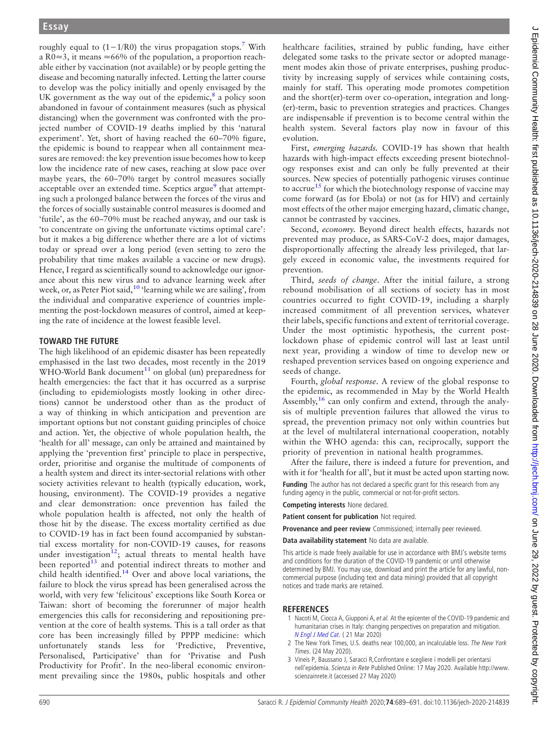roughly equal to $(1-1/R0)$ the virus propagation stops.[7] With a $R0\approx3$, it means $\approx$66% of the population, a proportion reachable either by vaccination (not available) or by people getting the disease and becoming naturally infected. Letting the latter course to develop was the policy initially and openly envisaged by the UK government as the way out of the epidemic,[8] a policy soon abandoned in favour of containment measures (such as physical distancing) when the government was confronted with the projected number of COVID-19 deaths implied by this 'natural experiment'. Yet, short of having reached the 60–70% figure, the epidemic is bound to reappear when all containment measures are removed: the key prevention issue becomes how to keep low the incidence rate of new cases, reaching at slow pace over maybe years, the 60–70% target by control measures socially acceptable over an extended time. Sceptics argue[9] that attempting such a prolonged balance between the forces of the virus and the forces of socially sustainable control measures is doomed and 'futile', as the 60–70% must be reached anyway, and our task is 'to concentrate on giving the unfortunate victims optimal care': but it makes a big difference whether there are a lot of victims today or spread over a long period (even setting to zero the probability that time makes available a vaccine or new drugs). Hence, I regard as scientifically sound to acknowledge our ignorance about this new virus and to advance learning week after week, or, as Peter Piot said,[10] 'learning while we are sailing', from the individual and comparative experience of countries implementing the post-lockdown measures of control, aimed at keeping the rate of incidence at the lowest feasible level.

## TOWARD THE FUTURE

The high likelihood of an epidemic disaster has been repeatedly emphasised in the last two decades, most recently in the 2019 WHO-World Bank document[11] on global (un) preparedness for health emergencies: the fact that it has occurred as a surprise (including to epidemiologists mostly looking in other directions) cannot be understood other than as the product of a way of thinking in which anticipation and prevention are important options but not constant guiding principles of choice and action. Yet, the objective of whole population health, the 'health for all' message, can only be attained and maintained by applying the 'prevention first' principle to place in perspective, order, prioritise and organise the multitude of components of a health system and direct its inter-sectorial relations with other society activities relevant to health (typically education, work, housing, environment). The COVID-19 provides a negative and clear demonstration: once prevention has failed the whole population health is affected, not only the health of those hit by the disease. The excess mortality certified as due to COVID-19 has in fact been found accompanied by substantial excess mortality for non-COVID-19 causes, for reasons under investigation[12]; actual threats to mental health have been reported[13] and potential indirect threats to mother and child health identified.[14] Over and above local variations, the failure to block the virus spread has been generalised across the world, with very few 'felicitous' exceptions like South Korea or Taiwan: short of becoming the forerunner of major health emergencies this calls for reconsidering and repositioning prevention at the core of health systems. This is a tall order as that core has been increasingly filled by PPPP medicine: which unfortunately stands less for 'Predictive, Preventive, Personalised, Participative' than for 'Privatise and Push Productivity for Profit'. In the neo-liberal economic environment prevailing since the 1980s, public hospitals and other healthcare facilities, strained by public funding, have either delegated some tasks to the private sector or adopted management modes akin those of private enterprises, pushing productivity by increasing supply of services while containing costs, mainly for staff. This operating mode promotes competition and the short(er)-term over co-operation, integration and long(er)-term, basic to prevention strategies and practices. Changes are indispensable if prevention is to become central within the health system. Several factors play now in favour of this evolution.

First, *emerging hazards*. COVID-19 has shown that health hazards with high-impact effects exceeding present biotechnology responses exist and can only be fully prevented at their sources. New species of potentially pathogenic viruses continue to accrue[15] for which the biotechnology response of vaccine may come forward (as for Ebola) or not (as for HIV) and certainly most effects of the other major emerging hazard, climatic change, cannot be contrasted by vaccines.

Second, *economy*. Beyond direct health effects, hazards not prevented may produce, as SARS-CoV-2 does, major damages, disproportionally affecting the already less privileged, that largely exceed in economic value, the investments required for prevention.

Third, *seeds of change*. After the initial failure, a strong rebound mobilisation of all sections of society has in most countries occurred to fight COVID-19, including a sharply increased commitment of all prevention services, whatever their labels, specific functions and extent of territorial coverage. Under the most optimistic hypothesis, the current post-lockdown phase of epidemic control will last at least until next year, providing a window of time to develop new or reshaped prevention services based on ongoing experience and seeds of change.

Fourth, *global response*. A review of the global response to the epidemic, as recommended in May by the World Health Assembly,[16] can only confirm and extend, through the analysis of multiple prevention failures that allowed the virus to spread, the prevention primacy not only within countries but at the level of multilateral international cooperation, notably within the WHO agenda: this can, reciprocally, support the priority of prevention in national health programmes.

After the failure, there is indeed a future for prevention, and with it for 'health for all', but it must be acted upon starting now.

**Funding** The author has not declared a specific grant for this research from any funding agency in the public, commercial or not-for-profit sectors.

**Competing interests** None declared.

**Patient consent for publication** Not required.

**Provenance and peer review** Commissioned; internally peer reviewed.

**Data availability statement** No data are available.

This article is made freely available for use in accordance with BMJ's website terms and conditions for the duration of the COVID-19 pandemic or until otherwise determined by BMJ. You may use, download and print the article for any lawful, non-commercial purpose (including text and data mining) provided that all copyright notices and trade marks are retained.

## REFERENCES

1. Nacoti M, Ciocca A, Giupponi A, *et al*. At the epicenter of the COVID-19 pandemic and humanitarian crises in Italy: changing perspectives on preparation and mitigation. *N Engl J Med Cat*. ( 21 Mar 2020)
2. The New York Times, U.S. deaths near 100,000, an incalculable loss. *The New York Times*. (24 May 2020).
3. Vineis P, Baussano J, Saracci R,Confrontare e scegliere i modelli per orientarsi nell'epidemia. *Scienza in Rete* Published Online: 17 May 2020. Available http://www.scienzainrete.it (accessed 27 May 2020)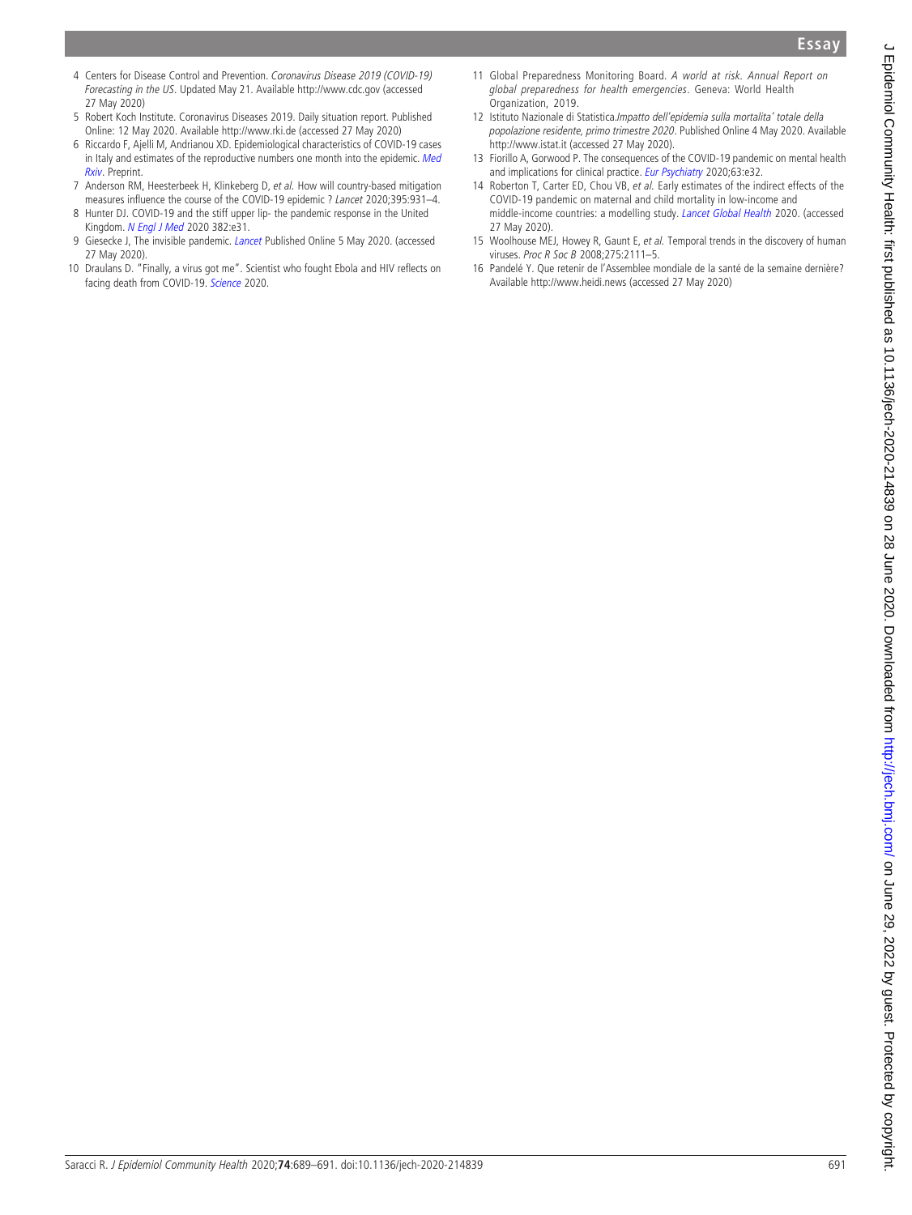4 Centers for Disease Control and Prevention. *Coronavirus Disease 2019 (COVID-19) Forecasting in the US*. Updated May 21. Available http://www.cdc.gov (accessed 27 May 2020)

5 Robert Koch Institute. Coronavirus Diseases 2019. Daily situation report. Published Online: 12 May 2020. Available http://www.rki.de (accessed 27 May 2020)

6 Riccardo F, Ajelli M, Andrianou XD. Epidemiological characteristics of COVID-19 cases in Italy and estimates of the reproductive numbers one month into the epidemic. *Med Rxiv*. Preprint.

7 Anderson RM, Heesterbeek H, Klinkeberg D, *et al.* How will country-based mitigation measures influence the course of the COVID-19 epidemic ? *Lancet* 2020;395:931–4.

8 Hunter DJ. COVID-19 and the stiff upper lip- the pandemic response in the United Kingdom. *N Engl J Med* 2020 382:e31.

9 Giesecke J, The invisible pandemic. *Lancet* Published Online 5 May 2020. (accessed 27 May 2020).

10 Draulans D. "Finally, a virus got me". Scientist who fought Ebola and HIV reflects on facing death from COVID-19. *Science* 2020.

11 Global Preparedness Monitoring Board. *A world at risk. Annual Report on global preparedness for health emergencies*. Geneva: World Health Organization, 2019.

12 Istituto Nazionale di Statistica.*Impatto dell'epidemia sulla mortalita' totale della popolazione residente, primo trimestre 2020*. Published Online 4 May 2020. Available http://www.istat.it (accessed 27 May 2020).

13 Fiorillo A, Gorwood P. The consequences of the COVID-19 pandemic on mental health and implications for clinical practice. *Eur Psychiatry* 2020;63:e32.

14 Roberton T, Carter ED, Chou VB, *et al.* Early estimates of the indirect effects of the COVID-19 pandemic on maternal and child mortality in low-income and middle-income countries: a modelling study. *Lancet Global Health* 2020. (accessed 27 May 2020).

15 Woolhouse MEJ, Howey R, Gaunt E, *et al.* Temporal trends in the discovery of human viruses. *Proc R Soc B* 2008;275:2111–5.

16 Pandelé Y. Que retenir de l'Assemblee mondiale de la santé de la semaine dernière? Available http://www.heidi.news (accessed 27 May 2020)